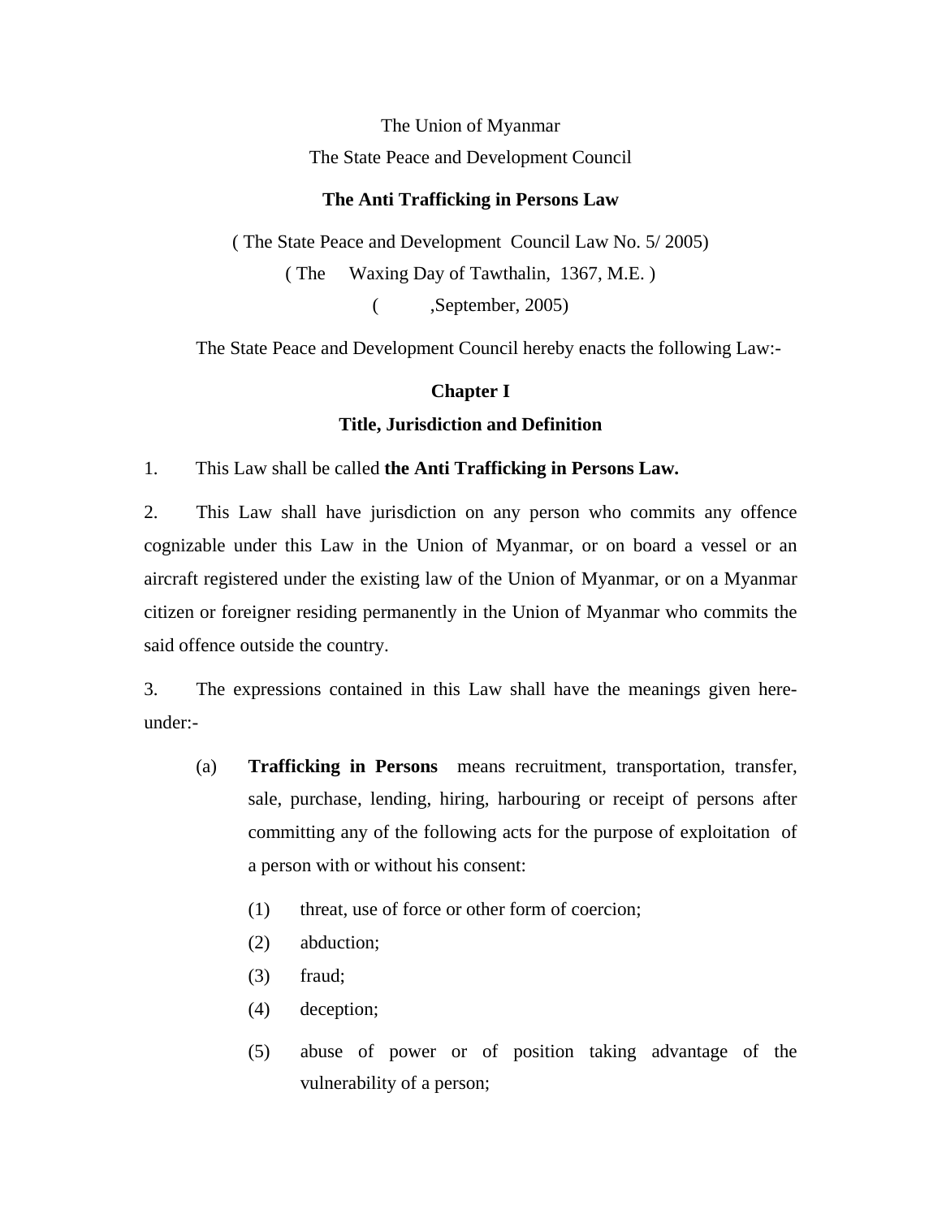The Union of Myanmar

The State Peace and Development Council

# The Anti Trafficking in Persons Law

( The State Peace and Development Council Law No. 5/ 2005)

( The Waxing Day of Tawthalin, 1367, M.E. )

( ,September, 2005)

The State Peace and Development Council hereby enacts the following Law:-

## Chapter I

## Title, Jurisdiction and Definition

1. This Law shall be called **the Anti Trafficking in Persons Law.**

2. This Law shall have jurisdiction on any person who commits any offence cognizable under this Law in the Union of Myanmar, or on board a vessel or an aircraft registered under the existing law of the Union of Myanmar, or on a Myanmar citizen or foreigner residing permanently in the Union of Myanmar who commits the said offence outside the country.

3. The expressions contained in this Law shall have the meanings given here-under:-

   (a) **Trafficking in Persons** means recruitment, transportation, transfer, sale, purchase, lending, hiring, harbouring or receipt of persons after committing any of the following acts for the purpose of exploitation of a person with or without his consent:

      (1) threat, use of force or other form of coercion;

      (2) abduction;

      (3) fraud;

      (4) deception;

      (5) abuse of power or of position taking advantage of the vulnerability of a person;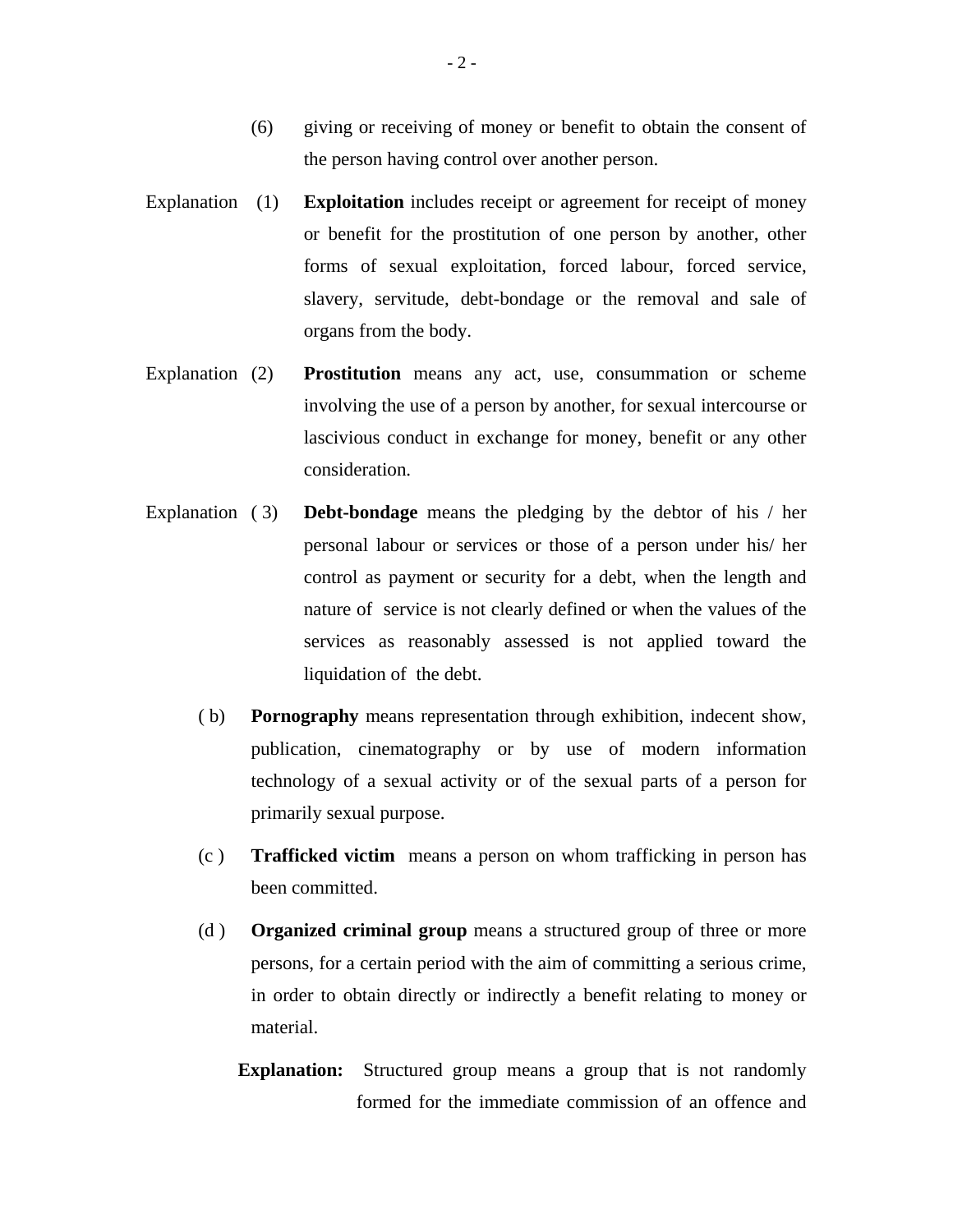(6) giving or receiving of money or benefit to obtain the consent of the person having control over another person.

Explanation (1) **Exploitation** includes receipt or agreement for receipt of money or benefit for the prostitution of one person by another, other forms of sexual exploitation, forced labour, forced service, slavery, servitude, debt-bondage or the removal and sale of organs from the body.

Explanation (2) **Prostitution** means any act, use, consummation or scheme involving the use of a person by another, for sexual intercourse or lascivious conduct in exchange for money, benefit or any other consideration.

Explanation ( 3) **Debt-bondage** means the pledging by the debtor of his / her personal labour or services or those of a person under his/ her control as payment or security for a debt, when the length and nature of service is not clearly defined or when the values of the services as reasonably assessed is not applied toward the liquidation of the debt.

( b) **Pornography** means representation through exhibition, indecent show, publication, cinematography or by use of modern information technology of a sexual activity or of the sexual parts of a person for primarily sexual purpose.

(c ) **Trafficked victim** means a person on whom trafficking in person has been committed.

(d ) **Organized criminal group** means a structured group of three or more persons, for a certain period with the aim of committing a serious crime, in order to obtain directly or indirectly a benefit relating to money or material.

**Explanation:** Structured group means a group that is not randomly formed for the immediate commission of an offence and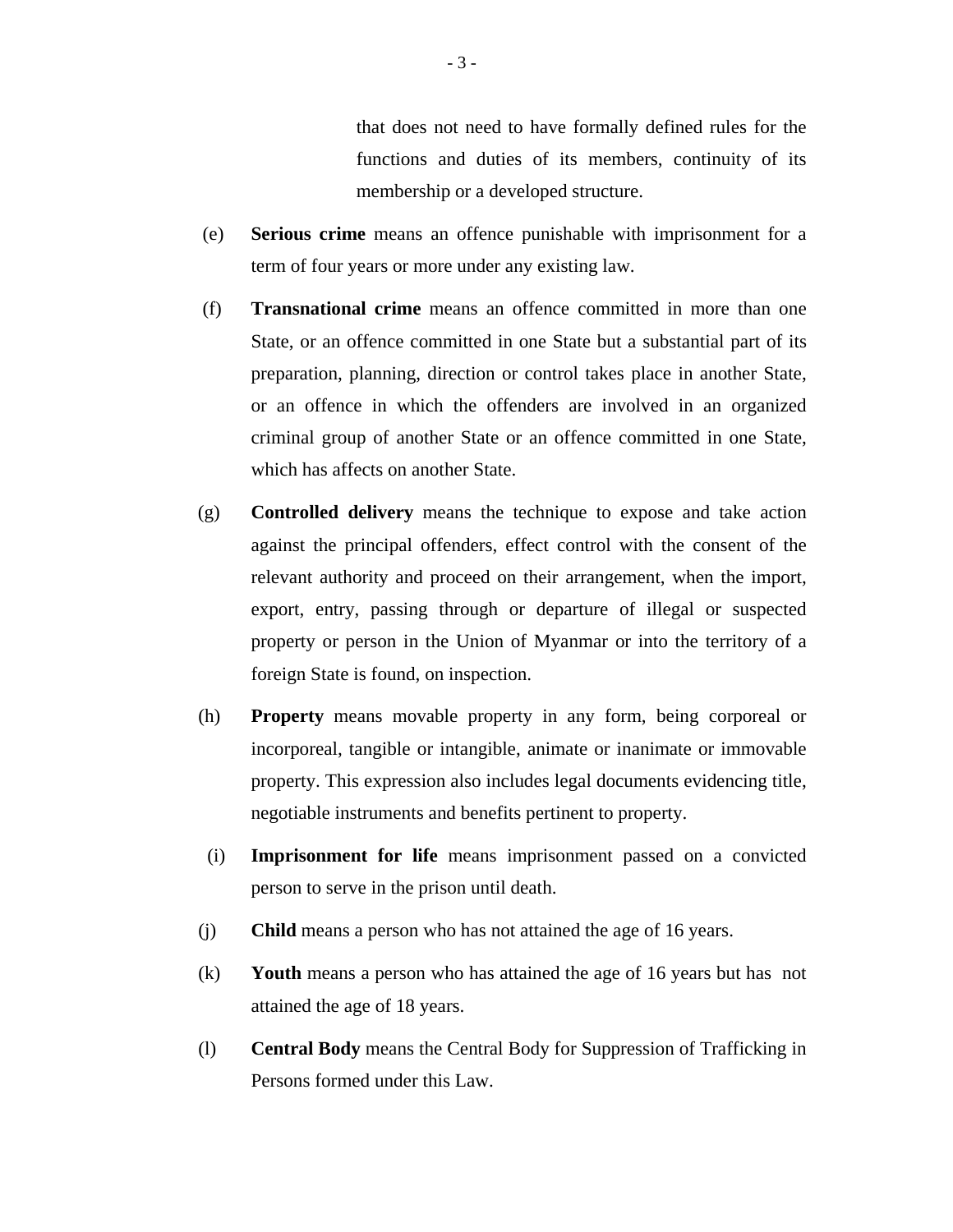that does not need to have formally defined rules for the functions and duties of its members, continuity of its membership or a developed structure.

(e) **Serious crime** means an offence punishable with imprisonment for a term of four years or more under any existing law.

(f) **Transnational crime** means an offence committed in more than one State, or an offence committed in one State but a substantial part of its preparation, planning, direction or control takes place in another State, or an offence in which the offenders are involved in an organized criminal group of another State or an offence committed in one State, which has affects on another State.

(g) **Controlled delivery** means the technique to expose and take action against the principal offenders, effect control with the consent of the relevant authority and proceed on their arrangement, when the import, export, entry, passing through or departure of illegal or suspected property or person in the Union of Myanmar or into the territory of a foreign State is found, on inspection.

(h) **Property** means movable property in any form, being corporeal or incorporeal, tangible or intangible, animate or inanimate or immovable property. This expression also includes legal documents evidencing title, negotiable instruments and benefits pertinent to property.

(i) **Imprisonment for life** means imprisonment passed on a convicted person to serve in the prison until death.

(j) **Child** means a person who has not attained the age of 16 years.

(k) **Youth** means a person who has attained the age of 16 years but has not attained the age of 18 years.

(l) **Central Body** means the Central Body for Suppression of Trafficking in Persons formed under this Law.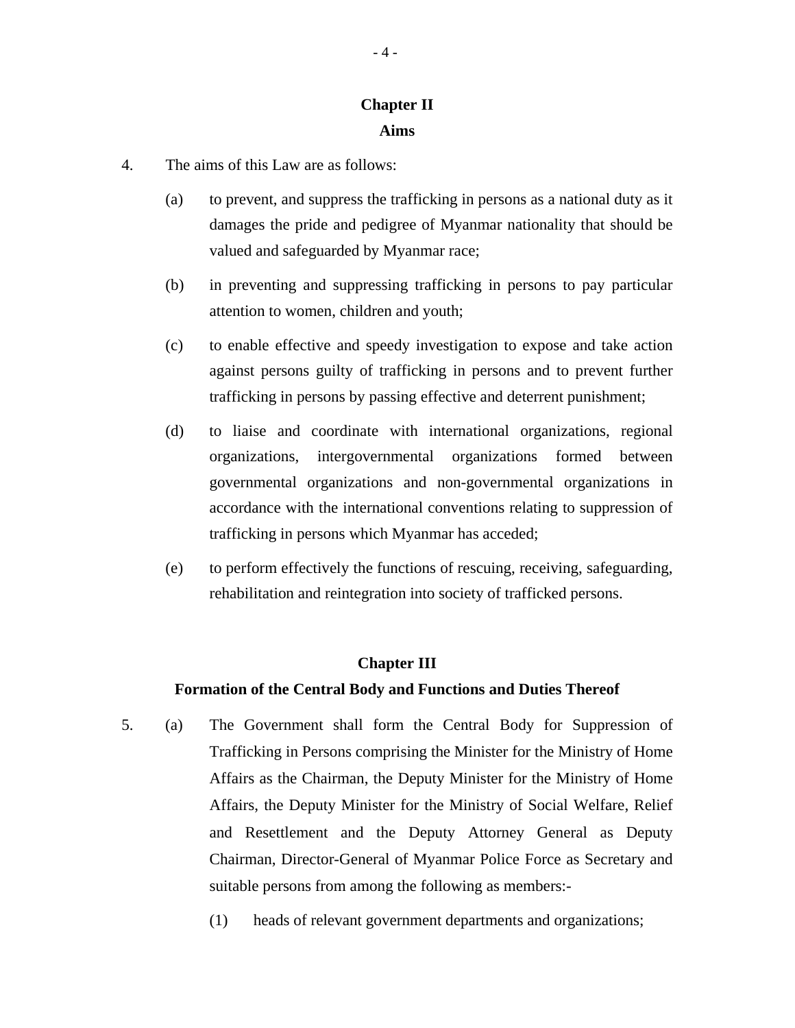## Chapter II
## Aims

4. The aims of this Law are as follows:

   (a) to prevent, and suppress the trafficking in persons as a national duty as it damages the pride and pedigree of Myanmar nationality that should be valued and safeguarded by Myanmar race;

   (b) in preventing and suppressing trafficking in persons to pay particular attention to women, children and youth;

   (c) to enable effective and speedy investigation to expose and take action against persons guilty of trafficking in persons and to prevent further trafficking in persons by passing effective and deterrent punishment;

   (d) to liaise and coordinate with international organizations, regional organizations, intergovernmental organizations formed between governmental organizations and non-governmental organizations in accordance with the international conventions relating to suppression of trafficking in persons which Myanmar has acceded;

   (e) to perform effectively the functions of rescuing, receiving, safeguarding, rehabilitation and reintegration into society of trafficked persons.

## Chapter III
## Formation of the Central Body and Functions and Duties Thereof

5. (a) The Government shall form the Central Body for Suppression of Trafficking in Persons comprising the Minister for the Ministry of Home Affairs as the Chairman, the Deputy Minister for the Ministry of Home Affairs, the Deputy Minister for the Ministry of Social Welfare, Relief and Resettlement and the Deputy Attorney General as Deputy Chairman, Director-General of Myanmar Police Force as Secretary and suitable persons from among the following as members:-

   (1) heads of relevant government departments and organizations;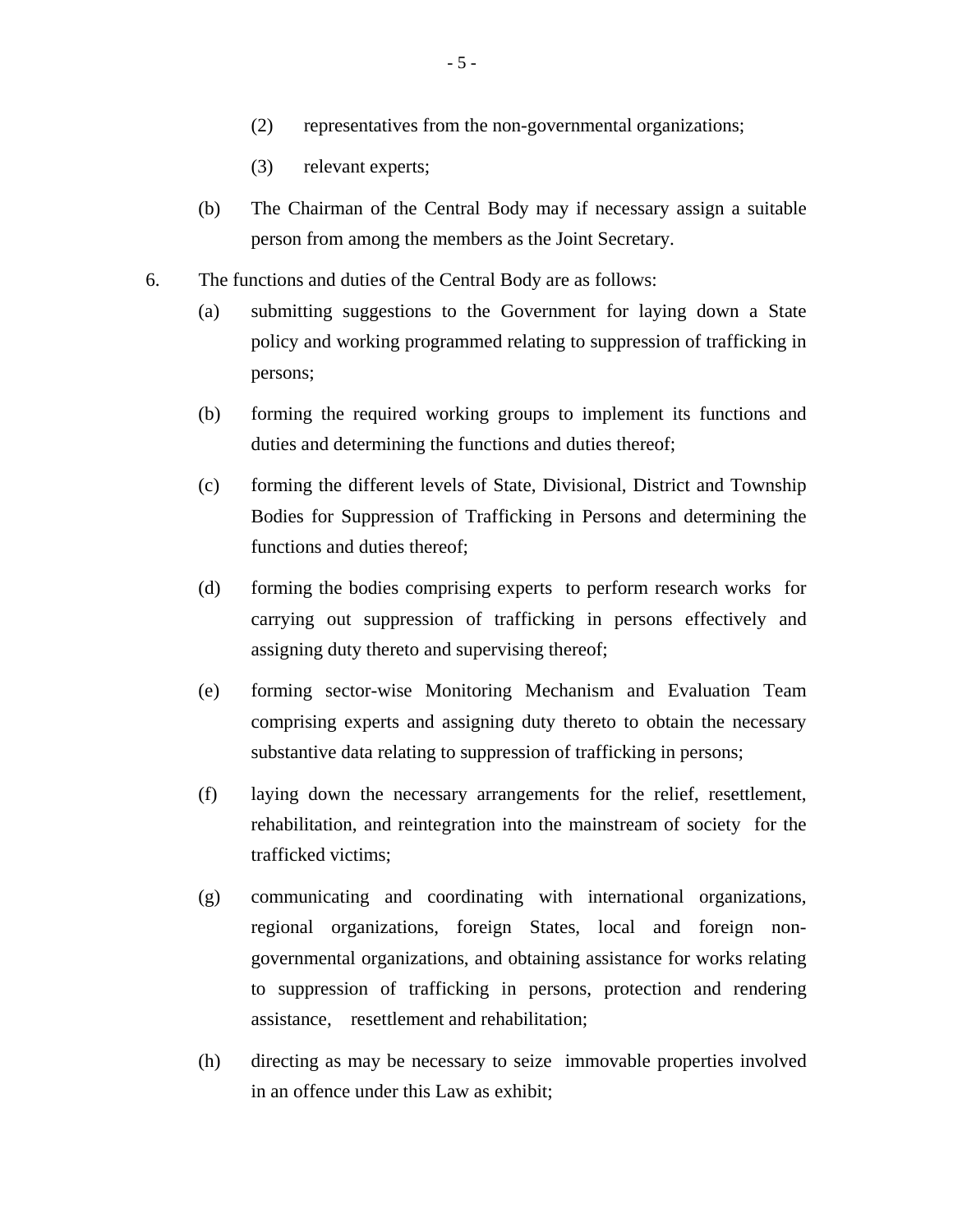(2) representatives from the non-governmental organizations;

(3) relevant experts;

(b) The Chairman of the Central Body may if necessary assign a suitable person from among the members as the Joint Secretary.

6. The functions and duties of the Central Body are as follows:

(a) submitting suggestions to the Government for laying down a State policy and working programmed relating to suppression of trafficking in persons;

(b) forming the required working groups to implement its functions and duties and determining the functions and duties thereof;

(c) forming the different levels of State, Divisional, District and Township Bodies for Suppression of Trafficking in Persons and determining the functions and duties thereof;

(d) forming the bodies comprising experts to perform research works for carrying out suppression of trafficking in persons effectively and assigning duty thereto and supervising thereof;

(e) forming sector-wise Monitoring Mechanism and Evaluation Team comprising experts and assigning duty thereto to obtain the necessary substantive data relating to suppression of trafficking in persons;

(f) laying down the necessary arrangements for the relief, resettlement, rehabilitation, and reintegration into the mainstream of society for the trafficked victims;

(g) communicating and coordinating with international organizations, regional organizations, foreign States, local and foreign non-governmental organizations, and obtaining assistance for works relating to suppression of trafficking in persons, protection and rendering assistance, resettlement and rehabilitation;

(h) directing as may be necessary to seize immovable properties involved in an offence under this Law as exhibit;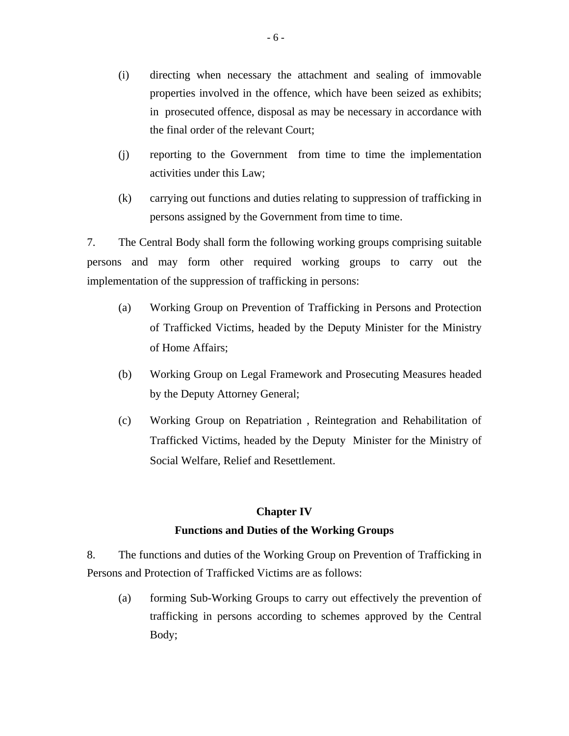(i) directing when necessary the attachment and sealing of immovable properties involved in the offence, which have been seized as exhibits; in prosecuted offence, disposal as may be necessary in accordance with the final order of the relevant Court;

(j) reporting to the Government from time to time the implementation activities under this Law;

(k) carrying out functions and duties relating to suppression of trafficking in persons assigned by the Government from time to time.

7. The Central Body shall form the following working groups comprising suitable persons and may form other required working groups to carry out the implementation of the suppression of trafficking in persons:

(a) Working Group on Prevention of Trafficking in Persons and Protection of Trafficked Victims, headed by the Deputy Minister for the Ministry of Home Affairs;

(b) Working Group on Legal Framework and Prosecuting Measures headed by the Deputy Attorney General;

(c) Working Group on Repatriation , Reintegration and Rehabilitation of Trafficked Victims, headed by the Deputy Minister for the Ministry of Social Welfare, Relief and Resettlement.

## Chapter IV
## Functions and Duties of the Working Groups

8. The functions and duties of the Working Group on Prevention of Trafficking in Persons and Protection of Trafficked Victims are as follows:

(a) forming Sub-Working Groups to carry out effectively the prevention of trafficking in persons according to schemes approved by the Central Body;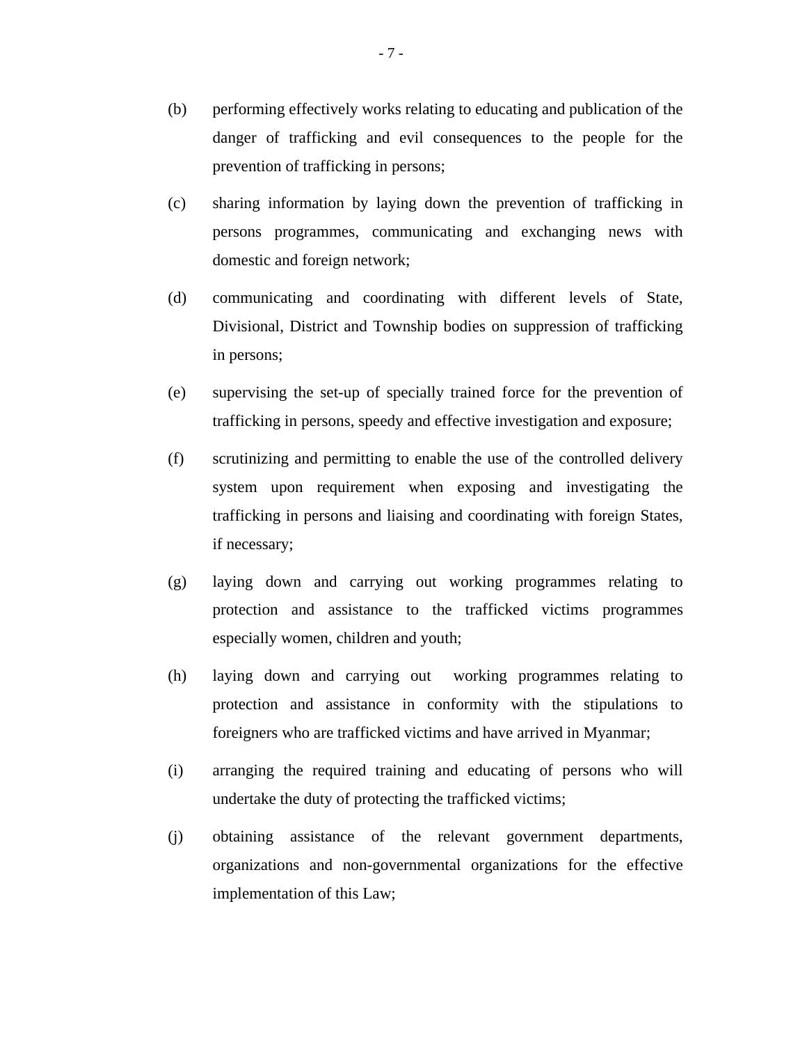(b) performing effectively works relating to educating and publication of the danger of trafficking and evil consequences to the people for the prevention of trafficking in persons;

(c) sharing information by laying down the prevention of trafficking in persons programmes, communicating and exchanging news with domestic and foreign network;

(d) communicating and coordinating with different levels of State, Divisional, District and Township bodies on suppression of trafficking in persons;

(e) supervising the set-up of specially trained force for the prevention of trafficking in persons, speedy and effective investigation and exposure;

(f) scrutinizing and permitting to enable the use of the controlled delivery system upon requirement when exposing and investigating the trafficking in persons and liaising and coordinating with foreign States, if necessary;

(g) laying down and carrying out working programmes relating to protection and assistance to the trafficked victims programmes especially women, children and youth;

(h) laying down and carrying out working programmes relating to protection and assistance in conformity with the stipulations to foreigners who are trafficked victims and have arrived in Myanmar;

(i) arranging the required training and educating of persons who will undertake the duty of protecting the trafficked victims;

(j) obtaining assistance of the relevant government departments, organizations and non-governmental organizations for the effective implementation of this Law;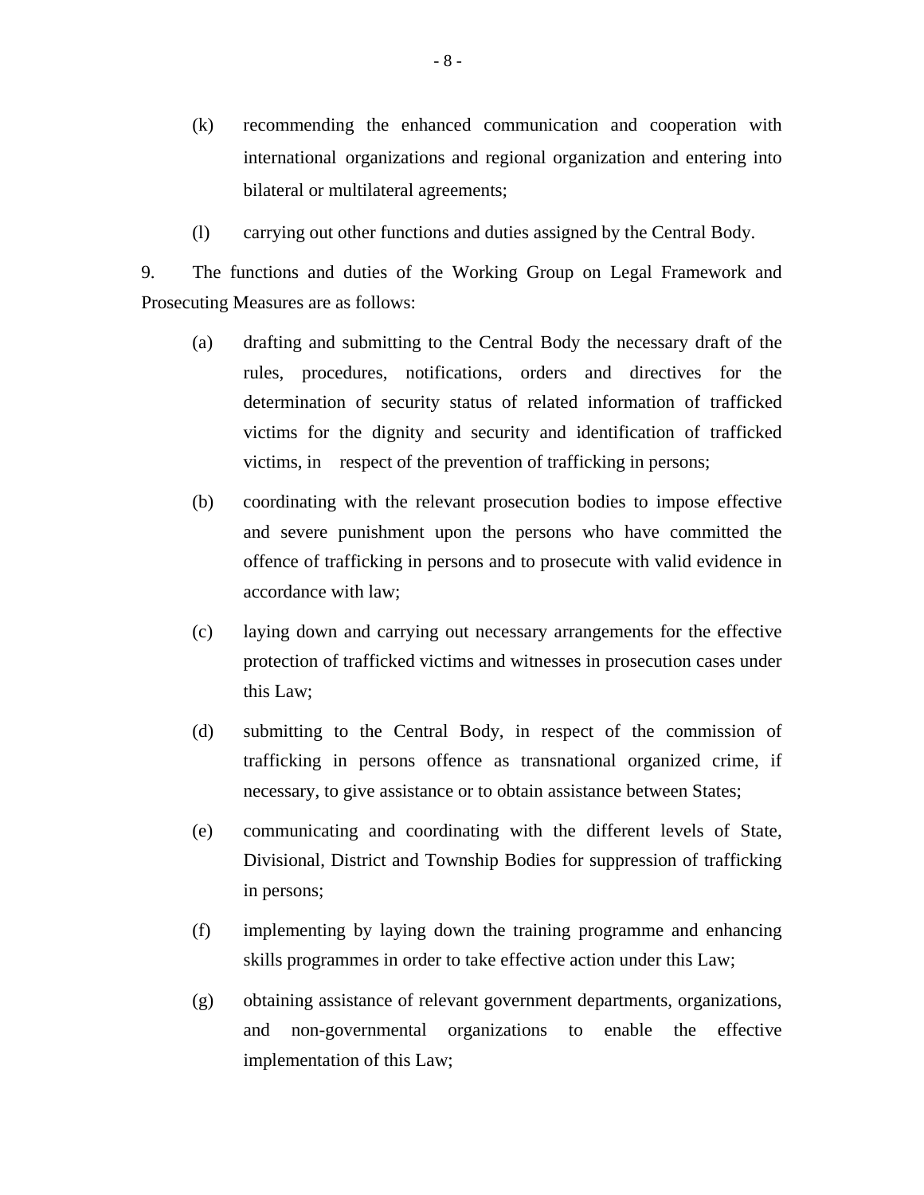(k) recommending the enhanced communication and cooperation with international organizations and regional organization and entering into bilateral or multilateral agreements;

(l) carrying out other functions and duties assigned by the Central Body.

9. The functions and duties of the Working Group on Legal Framework and Prosecuting Measures are as follows:

(a) drafting and submitting to the Central Body the necessary draft of the rules, procedures, notifications, orders and directives for the determination of security status of related information of trafficked victims for the dignity and security and identification of trafficked victims, in respect of the prevention of trafficking in persons;

(b) coordinating with the relevant prosecution bodies to impose effective and severe punishment upon the persons who have committed the offence of trafficking in persons and to prosecute with valid evidence in accordance with law;

(c) laying down and carrying out necessary arrangements for the effective protection of trafficked victims and witnesses in prosecution cases under this Law;

(d) submitting to the Central Body, in respect of the commission of trafficking in persons offence as transnational organized crime, if necessary, to give assistance or to obtain assistance between States;

(e) communicating and coordinating with the different levels of State, Divisional, District and Township Bodies for suppression of trafficking in persons;

(f) implementing by laying down the training programme and enhancing skills programmes in order to take effective action under this Law;

(g) obtaining assistance of relevant government departments, organizations, and non-governmental organizations to enable the effective implementation of this Law;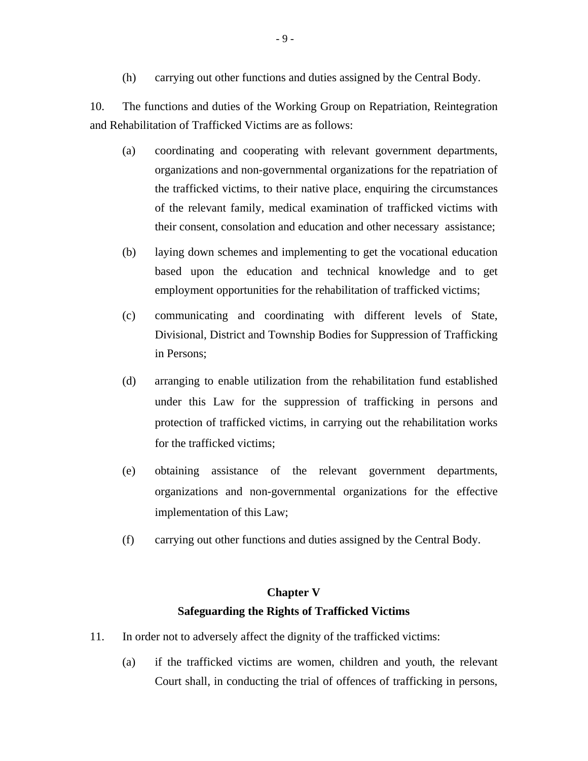(h) carrying out other functions and duties assigned by the Central Body.

10. The functions and duties of the Working Group on Repatriation, Reintegration and Rehabilitation of Trafficked Victims are as follows:

(a) coordinating and cooperating with relevant government departments, organizations and non-governmental organizations for the repatriation of the trafficked victims, to their native place, enquiring the circumstances of the relevant family, medical examination of trafficked victims with their consent, consolation and education and other necessary assistance;

(b) laying down schemes and implementing to get the vocational education based upon the education and technical knowledge and to get employment opportunities for the rehabilitation of trafficked victims;

(c) communicating and coordinating with different levels of State, Divisional, District and Township Bodies for Suppression of Trafficking in Persons;

(d) arranging to enable utilization from the rehabilitation fund established under this Law for the suppression of trafficking in persons and protection of trafficked victims, in carrying out the rehabilitation works for the trafficked victims;

(e) obtaining assistance of the relevant government departments, organizations and non-governmental organizations for the effective implementation of this Law;

(f) carrying out other functions and duties assigned by the Central Body.

## Chapter V
## Safeguarding the Rights of Trafficked Victims

11. In order not to adversely affect the dignity of the trafficked victims:

(a) if the trafficked victims are women, children and youth, the relevant Court shall, in conducting the trial of offences of trafficking in persons,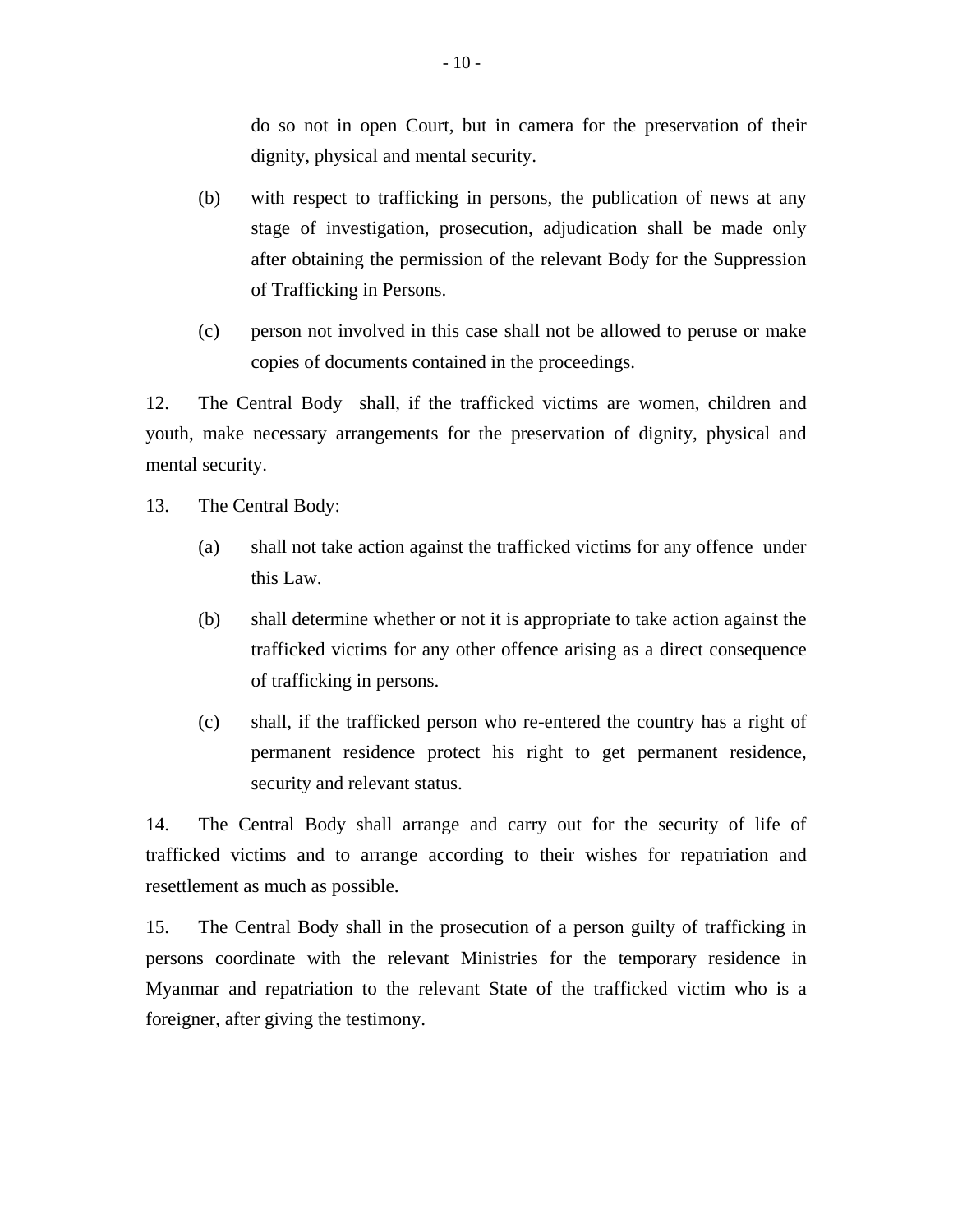do so not in open Court, but in camera for the preservation of their dignity, physical and mental security.

(b) with respect to trafficking in persons, the publication of news at any stage of investigation, prosecution, adjudication shall be made only after obtaining the permission of the relevant Body for the Suppression of Trafficking in Persons.

(c) person not involved in this case shall not be allowed to peruse or make copies of documents contained in the proceedings.

12. The Central Body shall, if the trafficked victims are women, children and youth, make necessary arrangements for the preservation of dignity, physical and mental security.

13. The Central Body:

(a) shall not take action against the trafficked victims for any offence under this Law.

(b) shall determine whether or not it is appropriate to take action against the trafficked victims for any other offence arising as a direct consequence of trafficking in persons.

(c) shall, if the trafficked person who re-entered the country has a right of permanent residence protect his right to get permanent residence, security and relevant status.

14. The Central Body shall arrange and carry out for the security of life of trafficked victims and to arrange according to their wishes for repatriation and resettlement as much as possible.

15. The Central Body shall in the prosecution of a person guilty of trafficking in persons coordinate with the relevant Ministries for the temporary residence in Myanmar and repatriation to the relevant State of the trafficked victim who is a foreigner, after giving the testimony.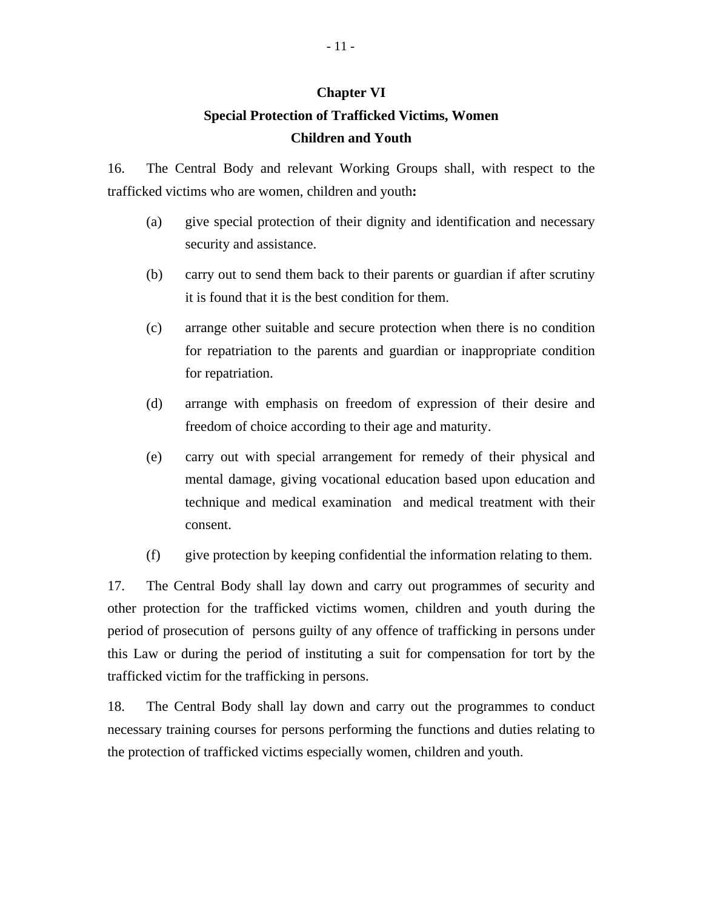## Chapter VI
## Special Protection of Trafficked Victims, Women Children and Youth

16. The Central Body and relevant Working Groups shall, with respect to the trafficked victims who are women, children and youth**:**

(a) give special protection of their dignity and identification and necessary security and assistance.

(b) carry out to send them back to their parents or guardian if after scrutiny it is found that it is the best condition for them.

(c) arrange other suitable and secure protection when there is no condition for repatriation to the parents and guardian or inappropriate condition for repatriation.

(d) arrange with emphasis on freedom of expression of their desire and freedom of choice according to their age and maturity.

(e) carry out with special arrangement for remedy of their physical and mental damage, giving vocational education based upon education and technique and medical examination and medical treatment with their consent.

(f) give protection by keeping confidential the information relating to them.

17. The Central Body shall lay down and carry out programmes of security and other protection for the trafficked victims women, children and youth during the period of prosecution of persons guilty of any offence of trafficking in persons under this Law or during the period of instituting a suit for compensation for tort by the trafficked victim for the trafficking in persons.

18. The Central Body shall lay down and carry out the programmes to conduct necessary training courses for persons performing the functions and duties relating to the protection of trafficked victims especially women, children and youth.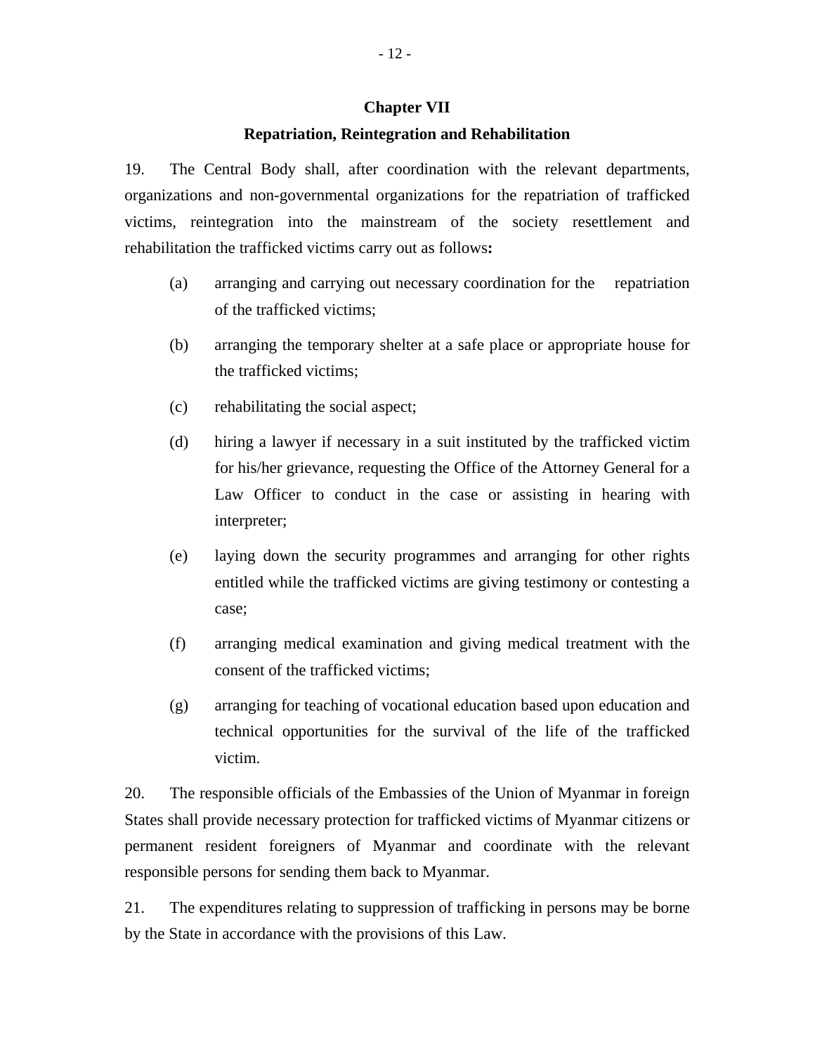## Chapter VII

## Repatriation, Reintegration and Rehabilitation

19. The Central Body shall, after coordination with the relevant departments, organizations and non-governmental organizations for the repatriation of trafficked victims, reintegration into the mainstream of the society resettlement and rehabilitation the trafficked victims carry out as follows**:**

(a) arranging and carrying out necessary coordination for the repatriation of the trafficked victims;

(b) arranging the temporary shelter at a safe place or appropriate house for the trafficked victims;

(c) rehabilitating the social aspect;

(d) hiring a lawyer if necessary in a suit instituted by the trafficked victim for his/her grievance, requesting the Office of the Attorney General for a Law Officer to conduct in the case or assisting in hearing with interpreter;

(e) laying down the security programmes and arranging for other rights entitled while the trafficked victims are giving testimony or contesting a case;

(f) arranging medical examination and giving medical treatment with the consent of the trafficked victims;

(g) arranging for teaching of vocational education based upon education and technical opportunities for the survival of the life of the trafficked victim.

20. The responsible officials of the Embassies of the Union of Myanmar in foreign States shall provide necessary protection for trafficked victims of Myanmar citizens or permanent resident foreigners of Myanmar and coordinate with the relevant responsible persons for sending them back to Myanmar.

21. The expenditures relating to suppression of trafficking in persons may be borne by the State in accordance with the provisions of this Law.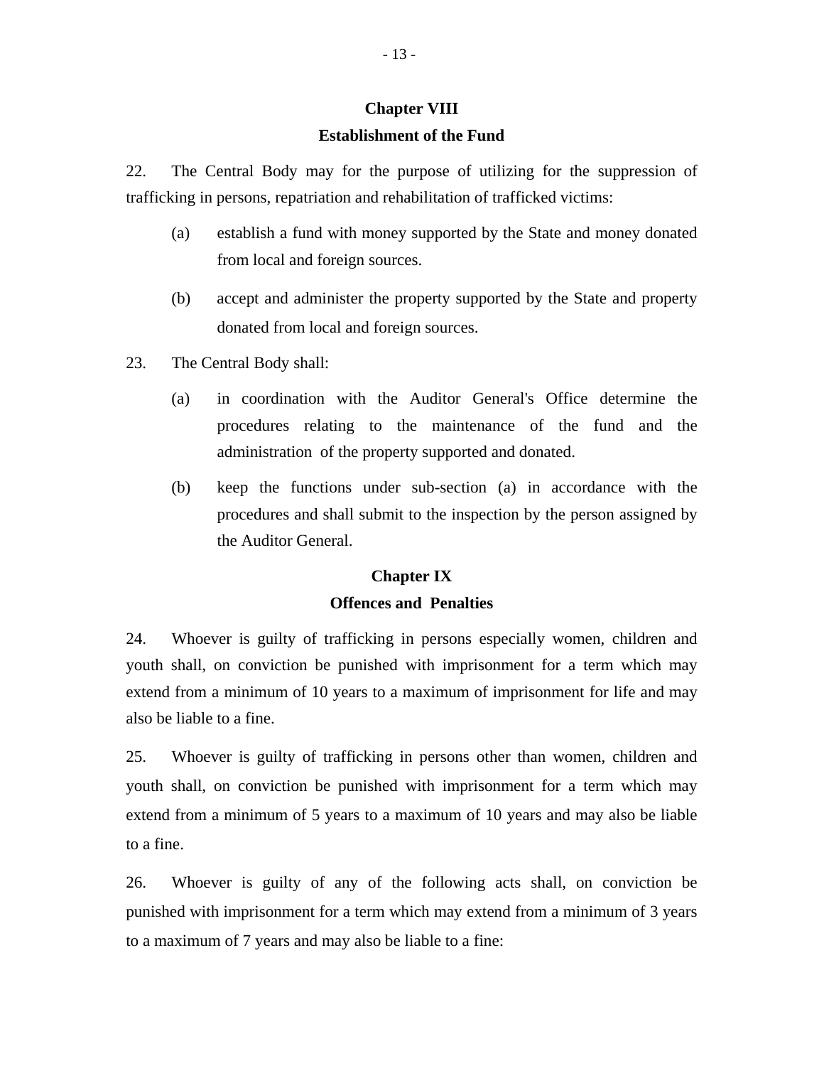## Chapter VIII
## Establishment of the Fund

22. The Central Body may for the purpose of utilizing for the suppression of trafficking in persons, repatriation and rehabilitation of trafficked victims:

(a) establish a fund with money supported by the State and money donated from local and foreign sources.

(b) accept and administer the property supported by the State and property donated from local and foreign sources.

23. The Central Body shall:

(a) in coordination with the Auditor General's Office determine the procedures relating to the maintenance of the fund and the administration of the property supported and donated.

(b) keep the functions under sub-section (a) in accordance with the procedures and shall submit to the inspection by the person assigned by the Auditor General.

## Chapter IX
## Offences and Penalties

24. Whoever is guilty of trafficking in persons especially women, children and youth shall, on conviction be punished with imprisonment for a term which may extend from a minimum of 10 years to a maximum of imprisonment for life and may also be liable to a fine.

25. Whoever is guilty of trafficking in persons other than women, children and youth shall, on conviction be punished with imprisonment for a term which may extend from a minimum of 5 years to a maximum of 10 years and may also be liable to a fine.

26. Whoever is guilty of any of the following acts shall, on conviction be punished with imprisonment for a term which may extend from a minimum of 3 years to a maximum of 7 years and may also be liable to a fine: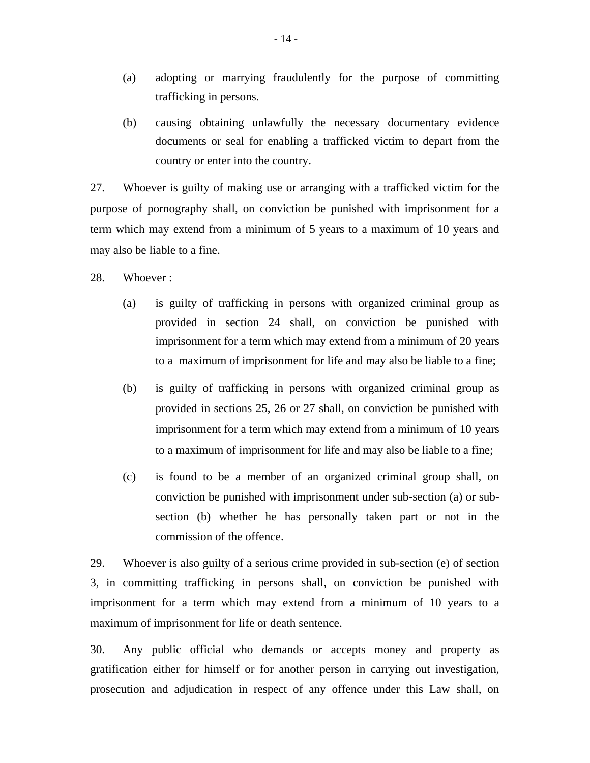(a) adopting or marrying fraudulently for the purpose of committing trafficking in persons.

(b) causing obtaining unlawfully the necessary documentary evidence documents or seal for enabling a trafficked victim to depart from the country or enter into the country.

27. Whoever is guilty of making use or arranging with a trafficked victim for the purpose of pornography shall, on conviction be punished with imprisonment for a term which may extend from a minimum of 5 years to a maximum of 10 years and may also be liable to a fine.

28. Whoever :

(a) is guilty of trafficking in persons with organized criminal group as provided in section 24 shall, on conviction be punished with imprisonment for a term which may extend from a minimum of 20 years to a maximum of imprisonment for life and may also be liable to a fine;

(b) is guilty of trafficking in persons with organized criminal group as provided in sections 25, 26 or 27 shall, on conviction be punished with imprisonment for a term which may extend from a minimum of 10 years to a maximum of imprisonment for life and may also be liable to a fine;

(c) is found to be a member of an organized criminal group shall, on conviction be punished with imprisonment under sub-section (a) or sub-section (b) whether he has personally taken part or not in the commission of the offence.

29. Whoever is also guilty of a serious crime provided in sub-section (e) of section 3, in committing trafficking in persons shall, on conviction be punished with imprisonment for a term which may extend from a minimum of 10 years to a maximum of imprisonment for life or death sentence.

30. Any public official who demands or accepts money and property as gratification either for himself or for another person in carrying out investigation, prosecution and adjudication in respect of any offence under this Law shall, on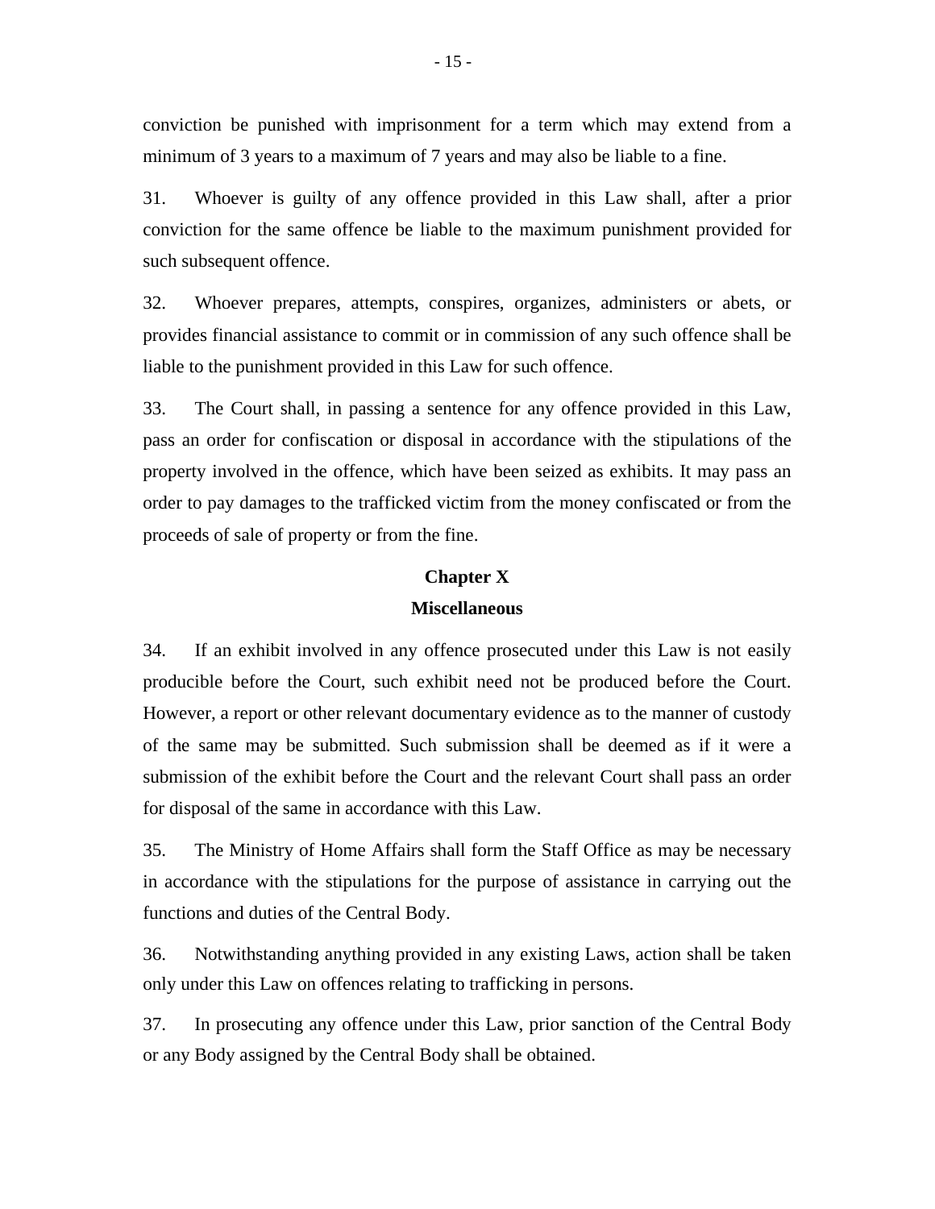conviction be punished with imprisonment for a term which may extend from a minimum of 3 years to a maximum of 7 years and may also be liable to a fine.

31. Whoever is guilty of any offence provided in this Law shall, after a prior conviction for the same offence be liable to the maximum punishment provided for such subsequent offence.

32. Whoever prepares, attempts, conspires, organizes, administers or abets, or provides financial assistance to commit or in commission of any such offence shall be liable to the punishment provided in this Law for such offence.

33. The Court shall, in passing a sentence for any offence provided in this Law, pass an order for confiscation or disposal in accordance with the stipulations of the property involved in the offence, which have been seized as exhibits. It may pass an order to pay damages to the trafficked victim from the money confiscated or from the proceeds of sale of property or from the fine.

## Chapter X

## Miscellaneous

34. If an exhibit involved in any offence prosecuted under this Law is not easily producible before the Court, such exhibit need not be produced before the Court. However, a report or other relevant documentary evidence as to the manner of custody of the same may be submitted. Such submission shall be deemed as if it were a submission of the exhibit before the Court and the relevant Court shall pass an order for disposal of the same in accordance with this Law.

35. The Ministry of Home Affairs shall form the Staff Office as may be necessary in accordance with the stipulations for the purpose of assistance in carrying out the functions and duties of the Central Body.

36. Notwithstanding anything provided in any existing Laws, action shall be taken only under this Law on offences relating to trafficking in persons.

37. In prosecuting any offence under this Law, prior sanction of the Central Body or any Body assigned by the Central Body shall be obtained.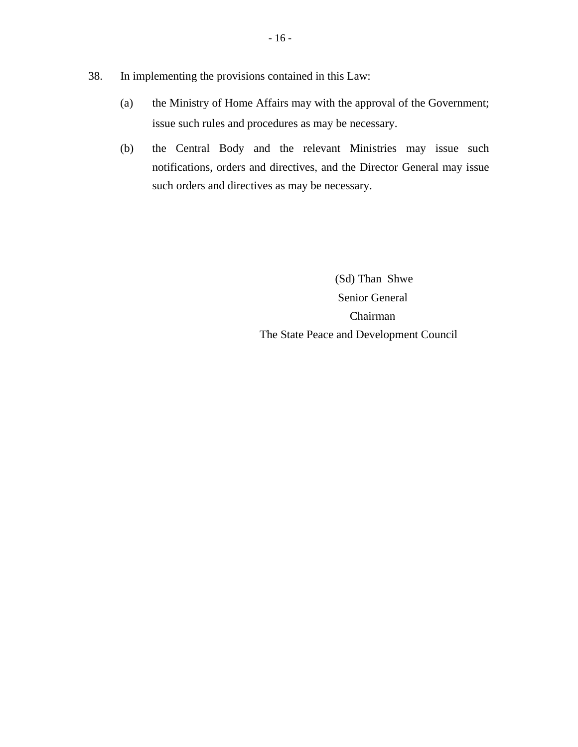38. In implementing the provisions contained in this Law:

(a) the Ministry of Home Affairs may with the approval of the Government; issue such rules and procedures as may be necessary.

(b) the Central Body and the relevant Ministries may issue such notifications, orders and directives, and the Director General may issue such orders and directives as may be necessary.

(Sd) Than Shwe
Senior General
Chairman
The State Peace and Development Council